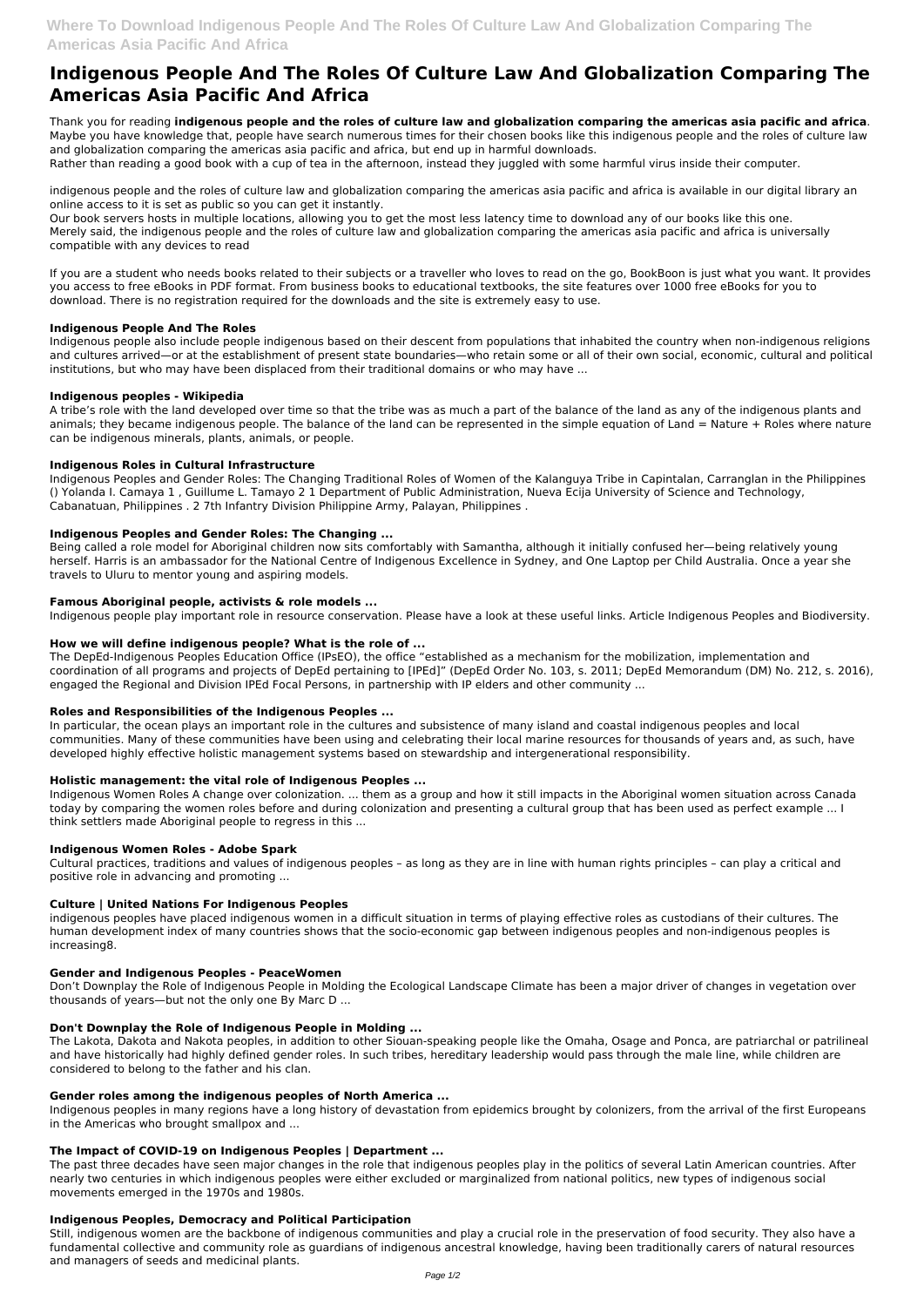# Indigenous People And The Roles Of Culture Law And Globalization Comparing The Americas Asia Pacific And Africa

Thank you for reading **indigenous people and the roles of culture law and globalization comparing the americas asia pacific and africa**. Maybe you have knowledge that, people have search numerous times for their chosen books like this indigenous people and the roles of culture law and globalization comparing the americas asia pacific and africa, but end up in harmful downloads.
Rather than reading a good book with a cup of tea in the afternoon, instead they juggled with some harmful virus inside their computer.

indigenous people and the roles of culture law and globalization comparing the americas asia pacific and africa is available in our digital library an online access to it is set as public so you can get it instantly.
Our book servers hosts in multiple locations, allowing you to get the most less latency time to download any of our books like this one.
Merely said, the indigenous people and the roles of culture law and globalization comparing the americas asia pacific and africa is universally compatible with any devices to read

If you are a student who needs books related to their subjects or a traveller who loves to read on the go, BookBoon is just what you want. It provides you access to free eBooks in PDF format. From business books to educational textbooks, the site features over 1000 free eBooks for you to download. There is no registration required for the downloads and the site is extremely easy to use.

### Indigenous People And The Roles

Indigenous people also include people indigenous based on their descent from populations that inhabited the country when non-indigenous religions and cultures arrived—or at the establishment of present state boundaries—who retain some or all of their own social, economic, cultural and political institutions, but who may have been displaced from their traditional domains or who may have ...

### Indigenous peoples - Wikipedia

A tribe's role with the land developed over time so that the tribe was as much a part of the balance of the land as any of the indigenous plants and animals; they became indigenous people. The balance of the land can be represented in the simple equation of Land = Nature + Roles where nature can be indigenous minerals, plants, animals, or people.

### Indigenous Roles in Cultural Infrastructure

Indigenous Peoples and Gender Roles: The Changing Traditional Roles of Women of the Kalanguya Tribe in Capintalan, Carranglan in the Philippines () Yolanda I. Camaya 1 , Guillume L. Tamayo 2 1 Department of Public Administration, Nueva Ecija University of Science and Technology, Cabanatuan, Philippines . 2 7th Infantry Division Philippine Army, Palayan, Philippines .

### Indigenous Peoples and Gender Roles: The Changing ...

Being called a role model for Aboriginal children now sits comfortably with Samantha, although it initially confused her—being relatively young herself. Harris is an ambassador for the National Centre of Indigenous Excellence in Sydney, and One Laptop per Child Australia. Once a year she travels to Uluru to mentor young and aspiring models.

### Famous Aboriginal people, activists & role models ...

Indigenous people play important role in resource conservation. Please have a look at these useful links. Article Indigenous Peoples and Biodiversity.

### How we will define indigenous people? What is the role of ...

The DepEd-Indigenous Peoples Education Office (IPsEO), the office "established as a mechanism for the mobilization, implementation and coordination of all programs and projects of DepEd pertaining to [IPEd]" (DepEd Order No. 103, s. 2011; DepEd Memorandum (DM) No. 212, s. 2016), engaged the Regional and Division IPEd Focal Persons, in partnership with IP elders and other community ...

### Roles and Responsibilities of the Indigenous Peoples ...

In particular, the ocean plays an important role in the cultures and subsistence of many island and coastal indigenous peoples and local communities. Many of these communities have been using and celebrating their local marine resources for thousands of years and, as such, have developed highly effective holistic management systems based on stewardship and intergenerational responsibility.

### Holistic management: the vital role of Indigenous Peoples ...

Indigenous Women Roles A change over colonization. ... them as a group and how it still impacts in the Aboriginal women situation across Canada today by comparing the women roles before and during colonization and presenting a cultural group that has been used as perfect example ... I think settlers made Aboriginal people to regress in this ...

### Indigenous Women Roles - Adobe Spark

Cultural practices, traditions and values of indigenous peoples – as long as they are in line with human rights principles – can play a critical and positive role in advancing and promoting ...

### Culture | United Nations For Indigenous Peoples

indigenous peoples have placed indigenous women in a difficult situation in terms of playing effective roles as custodians of their cultures. The human development index of many countries shows that the socio-economic gap between indigenous peoples and non-indigenous peoples is increasing8.

### Gender and Indigenous Peoples - PeaceWomen

Don't Downplay the Role of Indigenous People in Molding the Ecological Landscape Climate has been a major driver of changes in vegetation over thousands of years—but not the only one By Marc D ...

### Don't Downplay the Role of Indigenous People in Molding ...

The Lakota, Dakota and Nakota peoples, in addition to other Siouan-speaking people like the Omaha, Osage and Ponca, are patriarchal or patrilineal and have historically had highly defined gender roles. In such tribes, hereditary leadership would pass through the male line, while children are considered to belong to the father and his clan.

### Gender roles among the indigenous peoples of North America ...

Indigenous peoples in many regions have a long history of devastation from epidemics brought by colonizers, from the arrival of the first Europeans in the Americas who brought smallpox and ...

### The Impact of COVID-19 on Indigenous Peoples | Department ...

The past three decades have seen major changes in the role that indigenous peoples play in the politics of several Latin American countries. After nearly two centuries in which indigenous peoples were either excluded or marginalized from national politics, new types of indigenous social movements emerged in the 1970s and 1980s.

### Indigenous Peoples, Democracy and Political Participation

Still, indigenous women are the backbone of indigenous communities and play a crucial role in the preservation of food security. They also have a fundamental collective and community role as guardians of indigenous ancestral knowledge, having been traditionally carers of natural resources and managers of seeds and medicinal plants.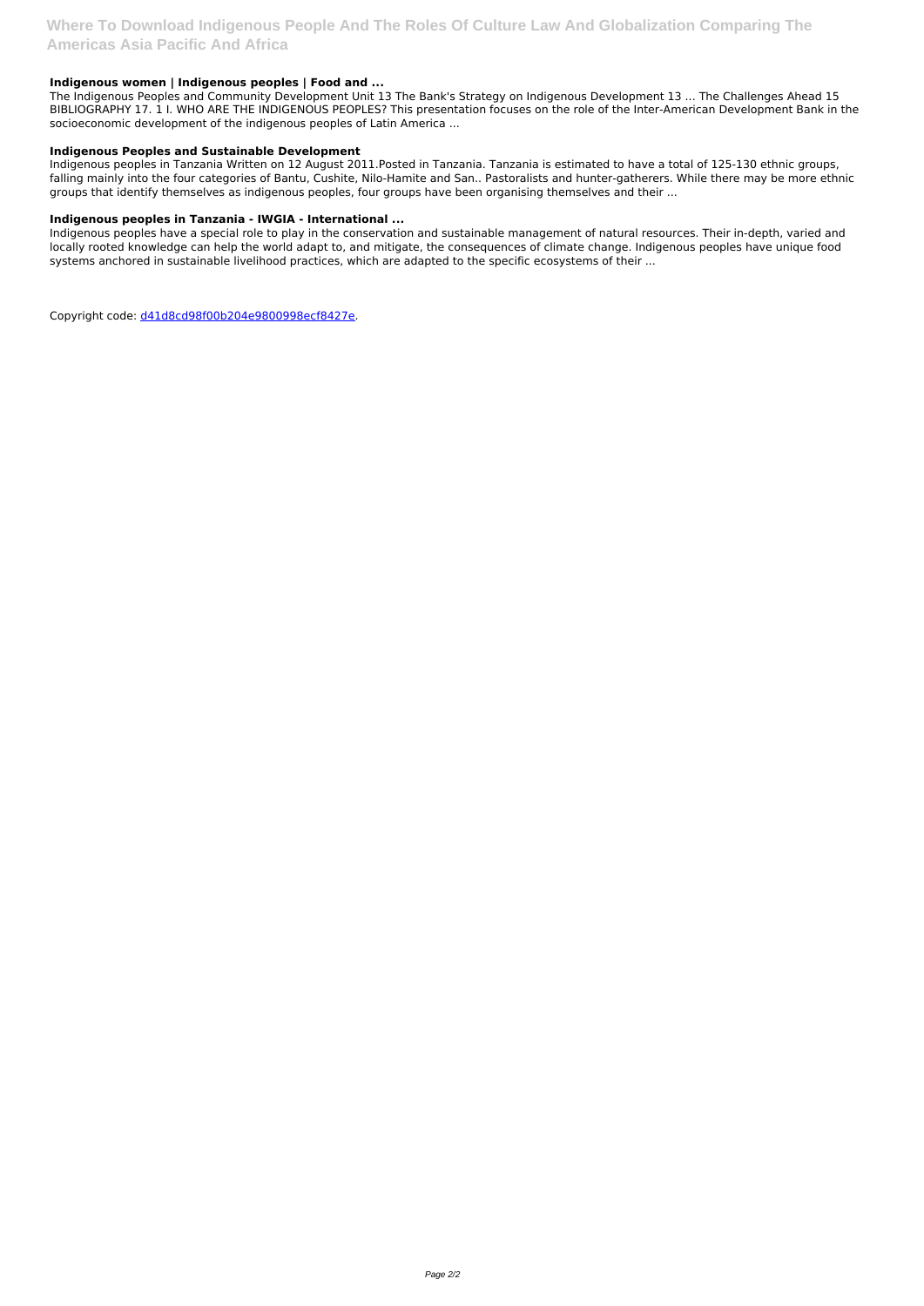### Indigenous women | Indigenous peoples | Food and ...

The Indigenous Peoples and Community Development Unit 13 The Bank's Strategy on Indigenous Development 13 ... The Challenges Ahead 15 BIBLIOGRAPHY 17. 1 I. WHO ARE THE INDIGENOUS PEOPLES? This presentation focuses on the role of the Inter-American Development Bank in the socioeconomic development of the indigenous peoples of Latin America ...

### Indigenous Peoples and Sustainable Development

Indigenous peoples in Tanzania Written on 12 August 2011.Posted in Tanzania. Tanzania is estimated to have a total of 125-130 ethnic groups, falling mainly into the four categories of Bantu, Cushite, Nilo-Hamite and San.. Pastoralists and hunter-gatherers. While there may be more ethnic groups that identify themselves as indigenous peoples, four groups have been organising themselves and their ...

### Indigenous peoples in Tanzania - IWGIA - International ...

Indigenous peoples have a special role to play in the conservation and sustainable management of natural resources. Their in-depth, varied and locally rooted knowledge can help the world adapt to, and mitigate, the consequences of climate change. Indigenous peoples have unique food systems anchored in sustainable livelihood practices, which are adapted to the specific ecosystems of their ...

Copyright code: d41d8cd98f00b204e9800998ecf8427e.